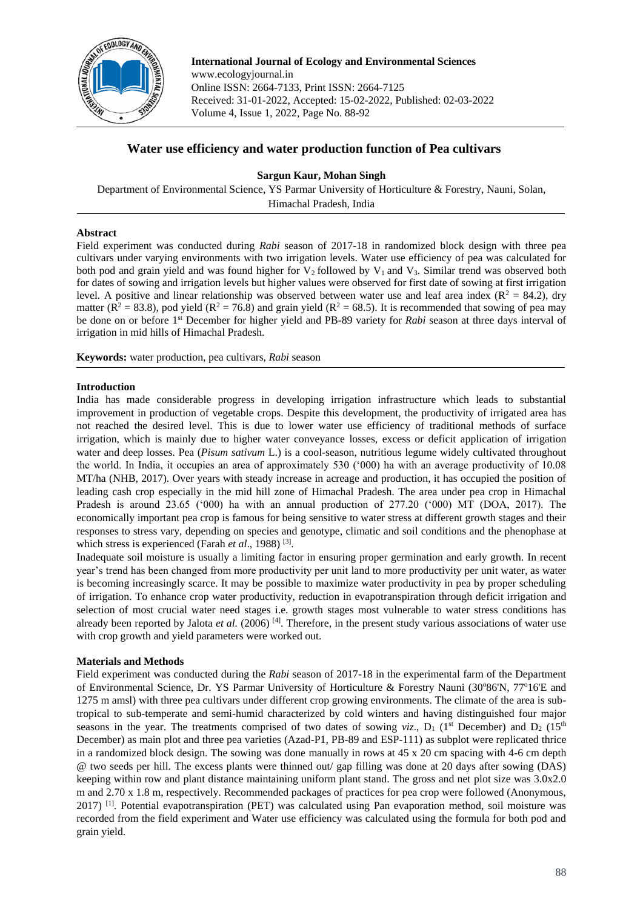**International Journal of Ecology and Environmental Sciences**
www.ecologyjournal.in
Online ISSN: 2664-7133, Print ISSN: 2664-7125
Received: 31-01-2022, Accepted: 15-02-2022, Published: 02-03-2022
Volume 4, Issue 1, 2022, Page No. 88-92

# Water use efficiency and water production function of Pea cultivars

**Sargun Kaur, Mohan Singh**

Department of Environmental Science, YS Parmar University of Horticulture & Forestry, Nauni, Solan, Himachal Pradesh, India

## Abstract

Field experiment was conducted during *Rabi* season of 2017-18 in randomized block design with three pea cultivars under varying environments with two irrigation levels. Water use efficiency of pea was calculated for both pod and grain yield and was found higher for $V_2$ followed by $V_1$ and $V_3$. Similar trend was observed both for dates of sowing and irrigation levels but higher values were observed for first date of sowing at first irrigation level. A positive and linear relationship was observed between water use and leaf area index ($R^2$ = 84.2), dry matter ($R^2$ = 83.8), pod yield ($R^2$ = 76.8) and grain yield ($R^2$ = 68.5). It is recommended that sowing of pea may be done on or before 1st December for higher yield and PB-89 variety for *Rabi* season at three days interval of irrigation in mid hills of Himachal Pradesh.

**Keywords:** water production, pea cultivars, *Rabi* season

## Introduction

India has made considerable progress in developing irrigation infrastructure which leads to substantial improvement in production of vegetable crops. Despite this development, the productivity of irrigated area has not reached the desired level. This is due to lower water use efficiency of traditional methods of surface irrigation, which is mainly due to higher water conveyance losses, excess or deficit application of irrigation water and deep losses. Pea (*Pisum sativum* L.) is a cool-season, nutritious legume widely cultivated throughout the world. In India, it occupies an area of approximately 530 ('000) ha with an average productivity of 10.08 MT/ha (NHB, 2017). Over years with steady increase in acreage and production, it has occupied the position of leading cash crop especially in the mid hill zone of Himachal Pradesh. The area under pea crop in Himachal Pradesh is around 23.65 ('000) ha with an annual production of 277.20 ('000) MT (DOA, 2017). The economically important pea crop is famous for being sensitive to water stress at different growth stages and their responses to stress vary, depending on species and genotype, climatic and soil conditions and the phenophase at which stress is experienced (Farah *et al*., 1988) [3].

Inadequate soil moisture is usually a limiting factor in ensuring proper germination and early growth. In recent year's trend has been changed from more productivity per unit land to more productivity per unit water, as water is becoming increasingly scarce. It may be possible to maximize water productivity in pea by proper scheduling of irrigation. To enhance crop water productivity, reduction in evapotranspiration through deficit irrigation and selection of most crucial water need stages i.e. growth stages most vulnerable to water stress conditions has already been reported by Jalota *et al.* (2006) [4]. Therefore, in the present study various associations of water use with crop growth and yield parameters were worked out.

## Materials and Methods

Field experiment was conducted during the *Rabi* season of 2017-18 in the experimental farm of the Department of Environmental Science, Dr. YS Parmar University of Horticulture & Forestry Nauni (30°86'N, 77°16'E and 1275 m amsl) with three pea cultivars under different crop growing environments. The climate of the area is sub-tropical to sub-temperate and semi-humid characterized by cold winters and having distinguished four major seasons in the year. The treatments comprised of two dates of sowing *viz*., $D_1$ (1st December) and $D_2$ (15th December) as main plot and three pea varieties (Azad-P1, PB-89 and ESP-111) as subplot were replicated thrice in a randomized block design. The sowing was done manually in rows at 45 x 20 cm spacing with 4-6 cm depth @ two seeds per hill. The excess plants were thinned out/ gap filling was done at 20 days after sowing (DAS) keeping within row and plant distance maintaining uniform plant stand. The gross and net plot size was 3.0x2.0 m and 2.70 x 1.8 m, respectively. Recommended packages of practices for pea crop were followed (Anonymous, 2017) [1]. Potential evapotranspiration (PET) was calculated using Pan evaporation method, soil moisture was recorded from the field experiment and Water use efficiency was calculated using the formula for both pod and grain yield.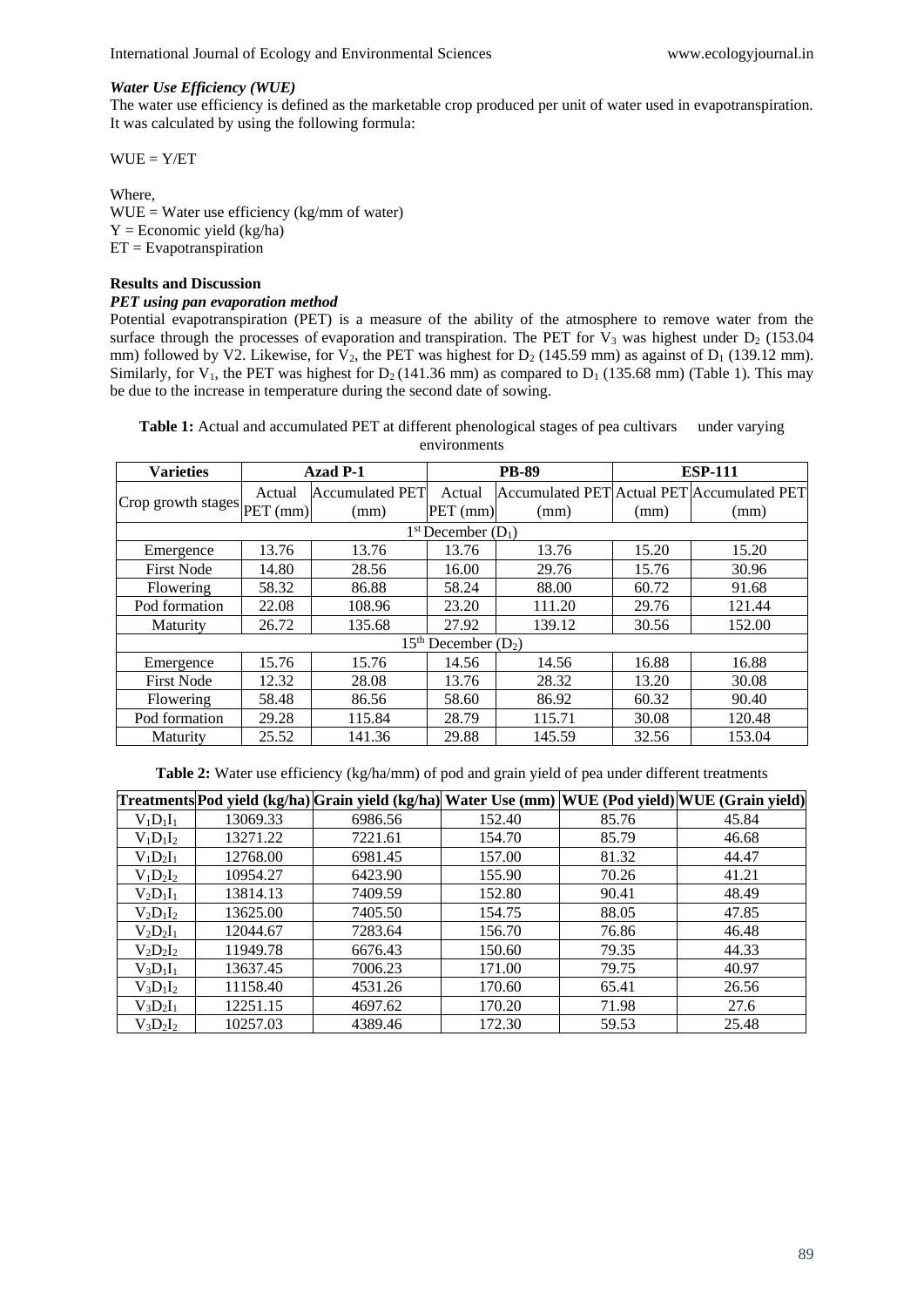### *Water Use Efficiency (WUE)*

The water use efficiency is defined as the marketable crop produced per unit of water used in evapotranspiration. It was calculated by using the following formula:

$$WUE = Y/ET$$

Where,
WUE = Water use efficiency (kg/mm of water)
Y = Economic yield (kg/ha)
ET = Evapotranspiration

## Results and Discussion

### *PET using pan evaporation method*

Potential evapotranspiration (PET) is a measure of the ability of the atmosphere to remove water from the surface through the processes of evaporation and transpiration. The PET for $V_3$ was highest under $D_2$ (153.04 mm) followed by V2. Likewise, for $V_2$, the PET was highest for $D_2$ (145.59 mm) as against of $D_1$ (139.12 mm). Similarly, for $V_1$, the PET was highest for $D_2$ (141.36 mm) as compared to $D_1$ (135.68 mm) (Table 1). This may be due to the increase in temperature during the second date of sowing.

**Table 1:** Actual and accumulated PET at different phenological stages of pea cultivars under varying environments

| Varieties | Azad P-1 | | PB-89 | | ESP-111 | |
|---|---|---|---|---|---|---|
| Crop growth stages | Actual PET (mm) | Accumulated PET (mm) | Actual PET (mm) | Accumulated PET (mm) | Actual PET (mm) | Accumulated PET (mm) |
| 1st December ($D_1$) | | | | | | |
| Emergence | 13.76 | 13.76 | 13.76 | 13.76 | 15.20 | 15.20 |
| First Node | 14.80 | 28.56 | 16.00 | 29.76 | 15.76 | 30.96 |
| Flowering | 58.32 | 86.88 | 58.24 | 88.00 | 60.72 | 91.68 |
| Pod formation | 22.08 | 108.96 | 23.20 | 111.20 | 29.76 | 121.44 |
| Maturity | 26.72 | 135.68 | 27.92 | 139.12 | 30.56 | 152.00 |
| 15th December ($D_2$) | | | | | | |
| Emergence | 15.76 | 15.76 | 14.56 | 14.56 | 16.88 | 16.88 |
| First Node | 12.32 | 28.08 | 13.76 | 28.32 | 13.20 | 30.08 |
| Flowering | 58.48 | 86.56 | 58.60 | 86.92 | 60.32 | 90.40 |
| Pod formation | 29.28 | 115.84 | 28.79 | 115.71 | 30.08 | 120.48 |
| Maturity | 25.52 | 141.36 | 29.88 | 145.59 | 32.56 | 153.04 |

**Table 2:** Water use efficiency (kg/ha/mm) of pod and grain yield of pea under different treatments

| Treatments | Pod yield (kg/ha) | Grain yield (kg/ha) | Water Use (mm) | WUE (Pod yield) | WUE (Grain yield) |
|---|---|---|---|---|---|
| $V_1D_1I_1$ | 13069.33 | 6986.56 | 152.40 | 85.76 | 45.84 |
| $V_1D_1I_2$ | 13271.22 | 7221.61 | 154.70 | 85.79 | 46.68 |
| $V_1D_2I_1$ | 12768.00 | 6981.45 | 157.00 | 81.32 | 44.47 |
| $V_1D_2I_2$ | 10954.27 | 6423.90 | 155.90 | 70.26 | 41.21 |
| $V_2D_1I_1$ | 13814.13 | 7409.59 | 152.80 | 90.41 | 48.49 |
| $V_2D_1I_2$ | 13625.00 | 7405.50 | 154.75 | 88.05 | 47.85 |
| $V_2D_2I_1$ | 12044.67 | 7283.64 | 156.70 | 76.86 | 46.48 |
| $V_2D_2I_2$ | 11949.78 | 6676.43 | 150.60 | 79.35 | 44.33 |
| $V_3D_1I_1$ | 13637.45 | 7006.23 | 171.00 | 79.75 | 40.97 |
| $V_3D_1I_2$ | 11158.40 | 4531.26 | 170.60 | 65.41 | 26.56 |
| $V_3D_2I_1$ | 12251.15 | 4697.62 | 170.20 | 71.98 | 27.6 |
| $V_3D_2I_2$ | 10257.03 | 4389.46 | 172.30 | 59.53 | 25.48 |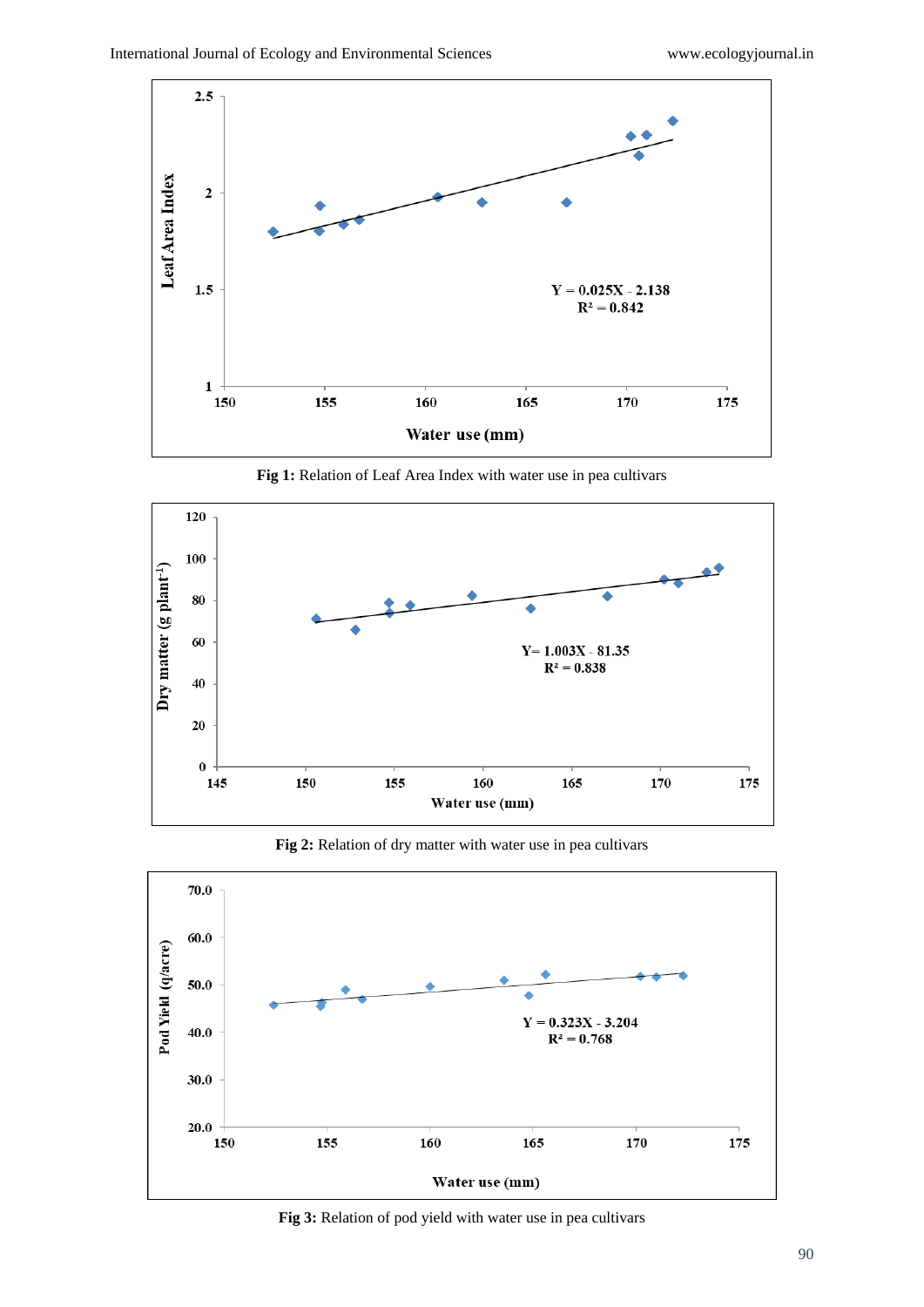Fig 1: Relation of Leaf Area Index with water use in pea cultivars

Fig 2: Relation of dry matter with water use in pea cultivars

Fig 3: Relation of pod yield with water use in pea cultivars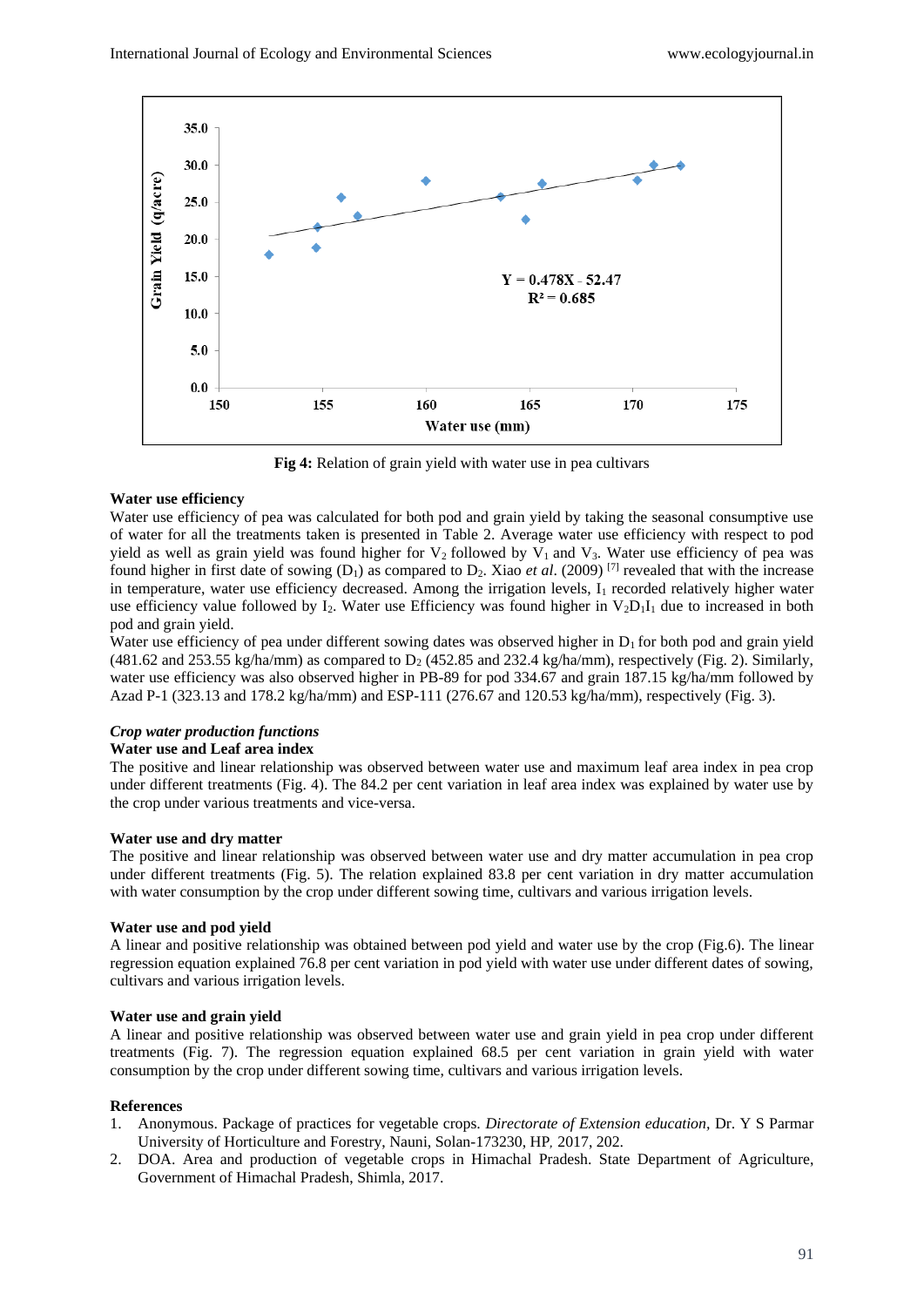Fig 4: Relation of grain yield with water use in pea cultivars

### Water use efficiency

Water use efficiency of pea was calculated for both pod and grain yield by taking the seasonal consumptive use of water for all the treatments taken is presented in Table 2. Average water use efficiency with respect to pod yield as well as grain yield was found higher for $V_2$ followed by $V_1$ and $V_3$. Water use efficiency of pea was found higher in first date of sowing ($D_1$) as compared to $D_2$. Xiao *et al*. (2009) [7] revealed that with the increase in temperature, water use efficiency decreased. Among the irrigation levels, $I_1$ recorded relatively higher water use efficiency value followed by $I_2$. Water use Efficiency was found higher in $V_2D_1I_1$ due to increased in both pod and grain yield.

Water use efficiency of pea under different sowing dates was observed higher in $D_1$ for both pod and grain yield (481.62 and 253.55 kg/ha/mm) as compared to $D_2$ (452.85 and 232.4 kg/ha/mm), respectively (Fig. 2). Similarly, water use efficiency was also observed higher in PB-89 for pod 334.67 and grain 187.15 kg/ha/mm followed by Azad P-1 (323.13 and 178.2 kg/ha/mm) and ESP-111 (276.67 and 120.53 kg/ha/mm), respectively (Fig. 3).

### *Crop water production functions*

#### Water use and Leaf area index

The positive and linear relationship was observed between water use and maximum leaf area index in pea crop under different treatments (Fig. 4). The 84.2 per cent variation in leaf area index was explained by water use by the crop under various treatments and vice-versa.

#### Water use and dry matter

The positive and linear relationship was observed between water use and dry matter accumulation in pea crop under different treatments (Fig. 5). The relation explained 83.8 per cent variation in dry matter accumulation with water consumption by the crop under different sowing time, cultivars and various irrigation levels.

#### Water use and pod yield

A linear and positive relationship was obtained between pod yield and water use by the crop (Fig.6). The linear regression equation explained 76.8 per cent variation in pod yield with water use under different dates of sowing, cultivars and various irrigation levels.

#### Water use and grain yield

A linear and positive relationship was observed between water use and grain yield in pea crop under different treatments (Fig. 7). The regression equation explained 68.5 per cent variation in grain yield with water consumption by the crop under different sowing time, cultivars and various irrigation levels.

### References

1. Anonymous. Package of practices for vegetable crops. *Directorate of Extension education,* Dr. Y S Parmar University of Horticulture and Forestry, Nauni, Solan-173230, HP*,* 2017, 202.
2. DOA. Area and production of vegetable crops in Himachal Pradesh. State Department of Agriculture, Government of Himachal Pradesh, Shimla, 2017.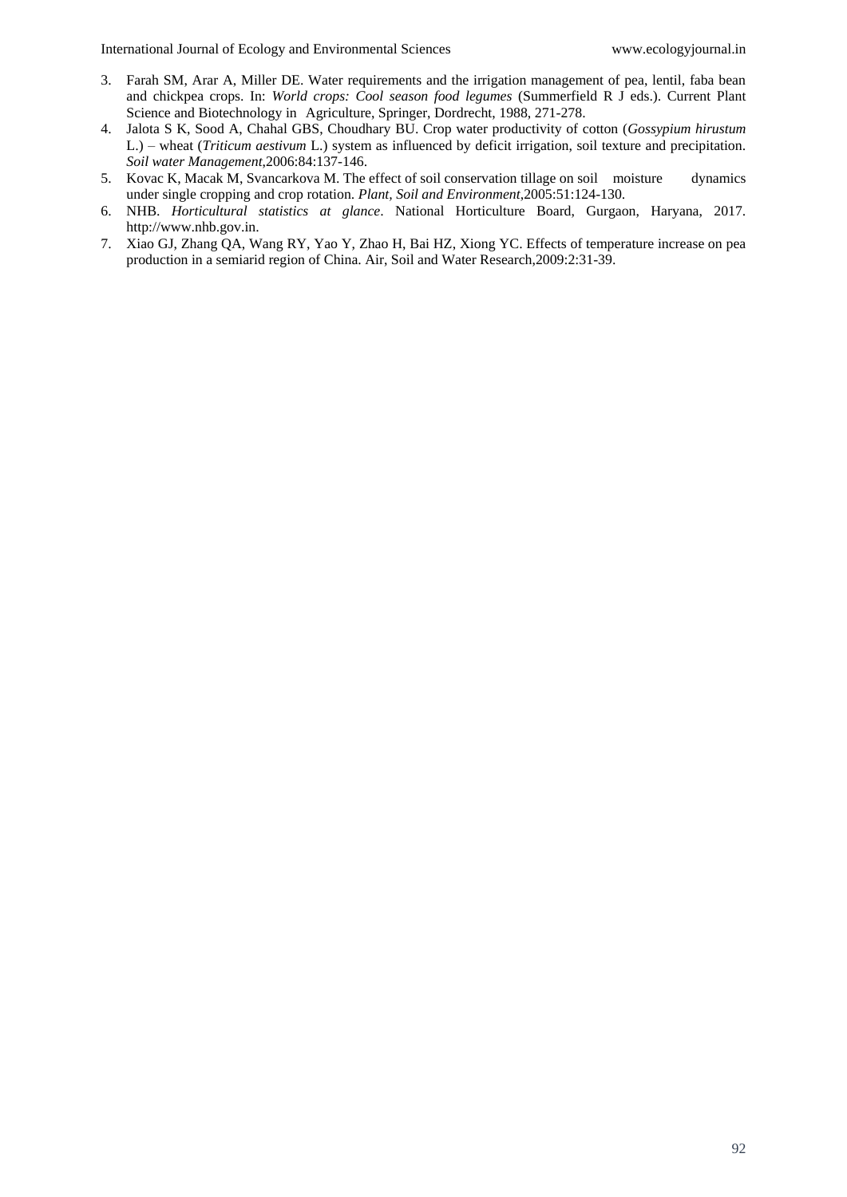3. Farah SM, Arar A, Miller DE. Water requirements and the irrigation management of pea, lentil, faba bean and chickpea crops. In: *World crops: Cool season food legumes* (Summerfield R J eds.). Current Plant Science and Biotechnology in Agriculture, Springer, Dordrecht, 1988, 271-278.
4. Jalota S K, Sood A, Chahal GBS, Choudhary BU. Crop water productivity of cotton (*Gossypium hirustum* L.) – wheat (*Triticum aestivum* L.) system as influenced by deficit irrigation, soil texture and precipitation. *Soil water Management*,2006:84:137-146.
5. Kovac K, Macak M, Svancarkova M. The effect of soil conservation tillage on soil moisture dynamics under single cropping and crop rotation. *Plant, Soil and Environment*,2005:51:124-130.
6. NHB. *Horticultural statistics at glance*. National Horticulture Board, Gurgaon, Haryana, 2017. http://www.nhb.gov.in.
7. Xiao GJ, Zhang QA, Wang RY, Yao Y, Zhao H, Bai HZ, Xiong YC. Effects of temperature increase on pea production in a semiarid region of China. Air, Soil and Water Research,2009:2:31-39.